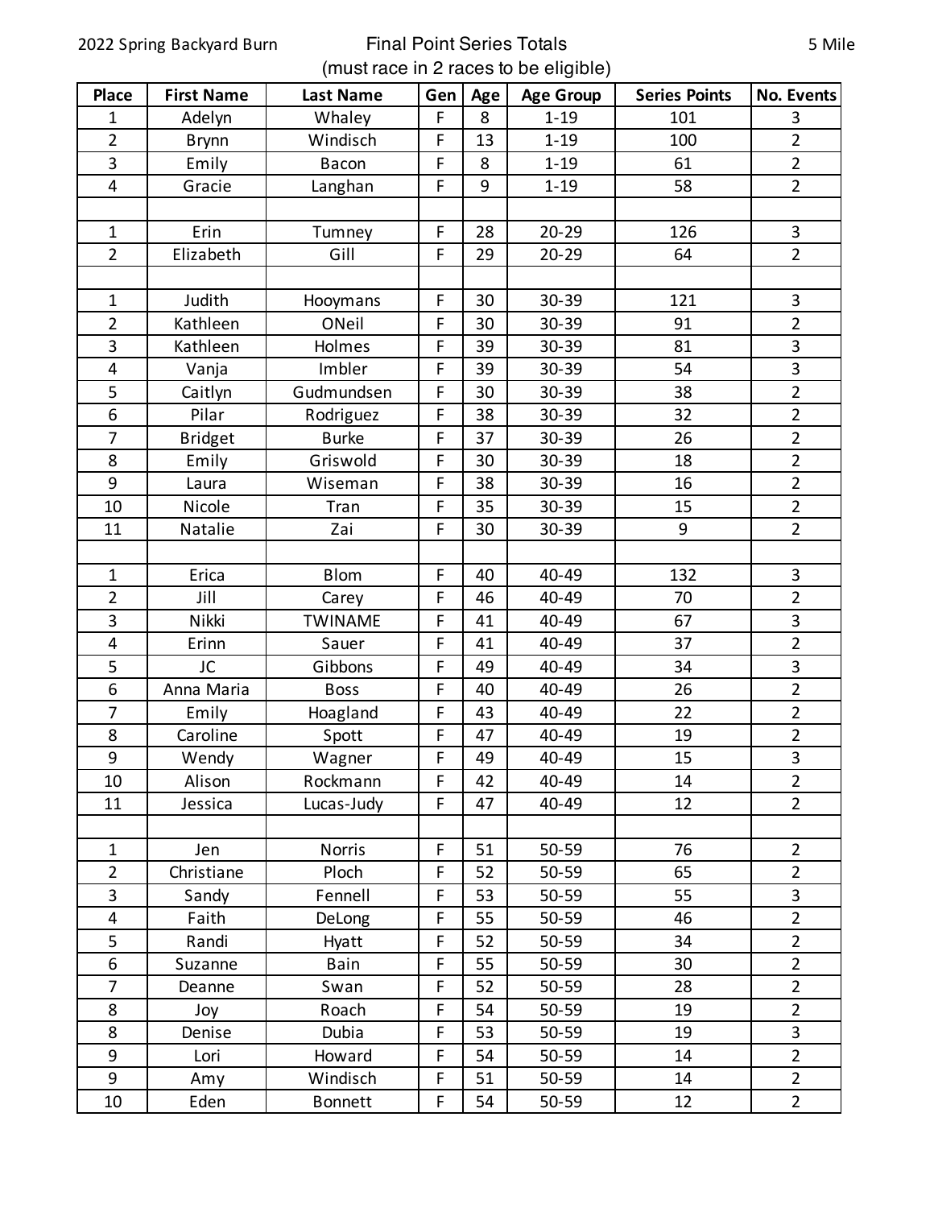2022 Spring Backyard Burn

# Final Point Series Totals

(must race in 2 races to be eligible)

5 Mile

| Place | First Name | Last Name | Gen | Age | Age Group | Series Points | No. Events |
|---|---|---|---|---|---|---|---|
| 1 | Adelyn | Whaley | F | 8 | 1-19 | 101 | 3 |
| 2 | Brynn | Windisch | F | 13 | 1-19 | 100 | 2 |
| 3 | Emily | Bacon | F | 8 | 1-19 | 61 | 2 |
| 4 | Gracie | Langhan | F | 9 | 1-19 | 58 | 2 |
| | | | | | | | |
| 1 | Erin | Tumney | F | 28 | 20-29 | 126 | 3 |
| 2 | Elizabeth | Gill | F | 29 | 20-29 | 64 | 2 |
| | | | | | | | |
| 1 | Judith | Hooymans | F | 30 | 30-39 | 121 | 3 |
| 2 | Kathleen | ONeil | F | 30 | 30-39 | 91 | 2 |
| 3 | Kathleen | Holmes | F | 39 | 30-39 | 81 | 3 |
| 4 | Vanja | Imbler | F | 39 | 30-39 | 54 | 3 |
| 5 | Caitlyn | Gudmundsen | F | 30 | 30-39 | 38 | 2 |
| 6 | Pilar | Rodriguez | F | 38 | 30-39 | 32 | 2 |
| 7 | Bridget | Burke | F | 37 | 30-39 | 26 | 2 |
| 8 | Emily | Griswold | F | 30 | 30-39 | 18 | 2 |
| 9 | Laura | Wiseman | F | 38 | 30-39 | 16 | 2 |
| 10 | Nicole | Tran | F | 35 | 30-39 | 15 | 2 |
| 11 | Natalie | Zai | F | 30 | 30-39 | 9 | 2 |
| | | | | | | | |
| 1 | Erica | Blom | F | 40 | 40-49 | 132 | 3 |
| 2 | Jill | Carey | F | 46 | 40-49 | 70 | 2 |
| 3 | Nikki | TWINAME | F | 41 | 40-49 | 67 | 3 |
| 4 | Erinn | Sauer | F | 41 | 40-49 | 37 | 2 |
| 5 | JC | Gibbons | F | 49 | 40-49 | 34 | 3 |
| 6 | Anna Maria | Boss | F | 40 | 40-49 | 26 | 2 |
| 7 | Emily | Hoagland | F | 43 | 40-49 | 22 | 2 |
| 8 | Caroline | Spott | F | 47 | 40-49 | 19 | 2 |
| 9 | Wendy | Wagner | F | 49 | 40-49 | 15 | 3 |
| 10 | Alison | Rockmann | F | 42 | 40-49 | 14 | 2 |
| 11 | Jessica | Lucas-Judy | F | 47 | 40-49 | 12 | 2 |
| | | | | | | | |
| 1 | Jen | Norris | F | 51 | 50-59 | 76 | 2 |
| 2 | Christiane | Ploch | F | 52 | 50-59 | 65 | 2 |
| 3 | Sandy | Fennell | F | 53 | 50-59 | 55 | 3 |
| 4 | Faith | DeLong | F | 55 | 50-59 | 46 | 2 |
| 5 | Randi | Hyatt | F | 52 | 50-59 | 34 | 2 |
| 6 | Suzanne | Bain | F | 55 | 50-59 | 30 | 2 |
| 7 | Deanne | Swan | F | 52 | 50-59 | 28 | 2 |
| 8 | Joy | Roach | F | 54 | 50-59 | 19 | 2 |
| 8 | Denise | Dubia | F | 53 | 50-59 | 19 | 3 |
| 9 | Lori | Howard | F | 54 | 50-59 | 14 | 2 |
| 9 | Amy | Windisch | F | 51 | 50-59 | 14 | 2 |
| 10 | Eden | Bonnett | F | 54 | 50-59 | 12 | 2 |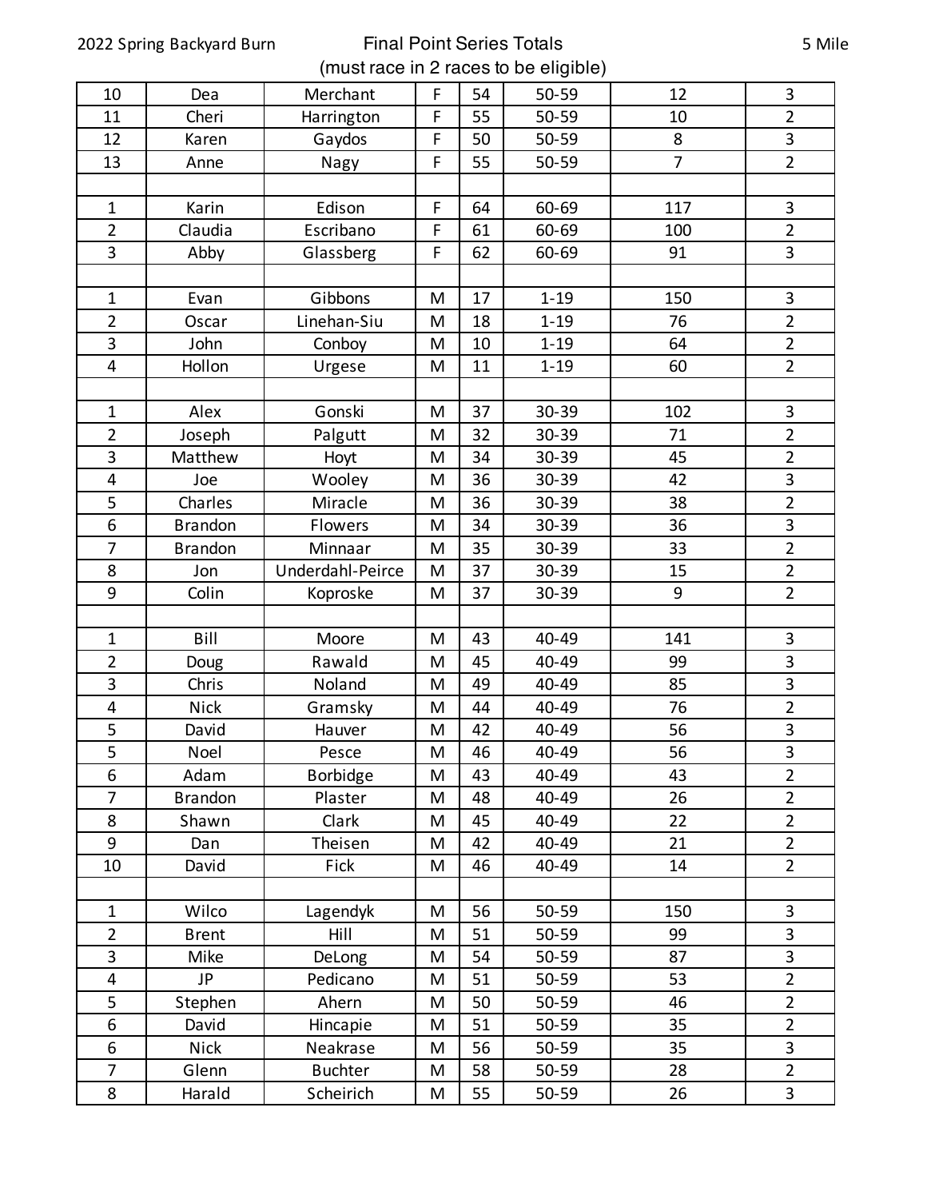| 10 | Dea | Merchant | F | 54 | 50-59 | 12 | 3 |
|---|---|---|---|---|---|---|---|
| 11 | Cheri | Harrington | F | 55 | 50-59 | 10 | 2 |
| 12 | Karen | Gaydos | F | 50 | 50-59 | 8 | 3 |
| 13 | Anne | Nagy | F | 55 | 50-59 | 7 | 2 |
| | | | | | | | |
| 1 | Karin | Edison | F | 64 | 60-69 | 117 | 3 |
| 2 | Claudia | Escribano | F | 61 | 60-69 | 100 | 2 |
| 3 | Abby | Glassberg | F | 62 | 60-69 | 91 | 3 |
| | | | | | | | |
| 1 | Evan | Gibbons | M | 17 | 1-19 | 150 | 3 |
| 2 | Oscar | Linehan-Siu | M | 18 | 1-19 | 76 | 2 |
| 3 | John | Conboy | M | 10 | 1-19 | 64 | 2 |
| 4 | Hollon | Urgese | M | 11 | 1-19 | 60 | 2 |
| | | | | | | | |
| 1 | Alex | Gonski | M | 37 | 30-39 | 102 | 3 |
| 2 | Joseph | Palgutt | M | 32 | 30-39 | 71 | 2 |
| 3 | Matthew | Hoyt | M | 34 | 30-39 | 45 | 2 |
| 4 | Joe | Wooley | M | 36 | 30-39 | 42 | 3 |
| 5 | Charles | Miracle | M | 36 | 30-39 | 38 | 2 |
| 6 | Brandon | Flowers | M | 34 | 30-39 | 36 | 3 |
| 7 | Brandon | Minnaar | M | 35 | 30-39 | 33 | 2 |
| 8 | Jon | Underdahl-Peirce | M | 37 | 30-39 | 15 | 2 |
| 9 | Colin | Koproske | M | 37 | 30-39 | 9 | 2 |
| | | | | | | | |
| 1 | Bill | Moore | M | 43 | 40-49 | 141 | 3 |
| 2 | Doug | Rawald | M | 45 | 40-49 | 99 | 3 |
| 3 | Chris | Noland | M | 49 | 40-49 | 85 | 3 |
| 4 | Nick | Gramsky | M | 44 | 40-49 | 76 | 2 |
| 5 | David | Hauver | M | 42 | 40-49 | 56 | 3 |
| 5 | Noel | Pesce | M | 46 | 40-49 | 56 | 3 |
| 6 | Adam | Borbidge | M | 43 | 40-49 | 43 | 2 |
| 7 | Brandon | Plaster | M | 48 | 40-49 | 26 | 2 |
| 8 | Shawn | Clark | M | 45 | 40-49 | 22 | 2 |
| 9 | Dan | Theisen | M | 42 | 40-49 | 21 | 2 |
| 10 | David | Fick | M | 46 | 40-49 | 14 | 2 |
| | | | | | | | |
| 1 | Wilco | Lagendyk | M | 56 | 50-59 | 150 | 3 |
| 2 | Brent | Hill | M | 51 | 50-59 | 99 | 3 |
| 3 | Mike | DeLong | M | 54 | 50-59 | 87 | 3 |
| 4 | JP | Pedicano | M | 51 | 50-59 | 53 | 2 |
| 5 | Stephen | Ahern | M | 50 | 50-59 | 46 | 2 |
| 6 | David | Hincapie | M | 51 | 50-59 | 35 | 2 |
| 6 | Nick | Neakrase | M | 56 | 50-59 | 35 | 3 |
| 7 | Glenn | Buchter | M | 58 | 50-59 | 28 | 2 |
| 8 | Harald | Scheirich | M | 55 | 50-59 | 26 | 3 |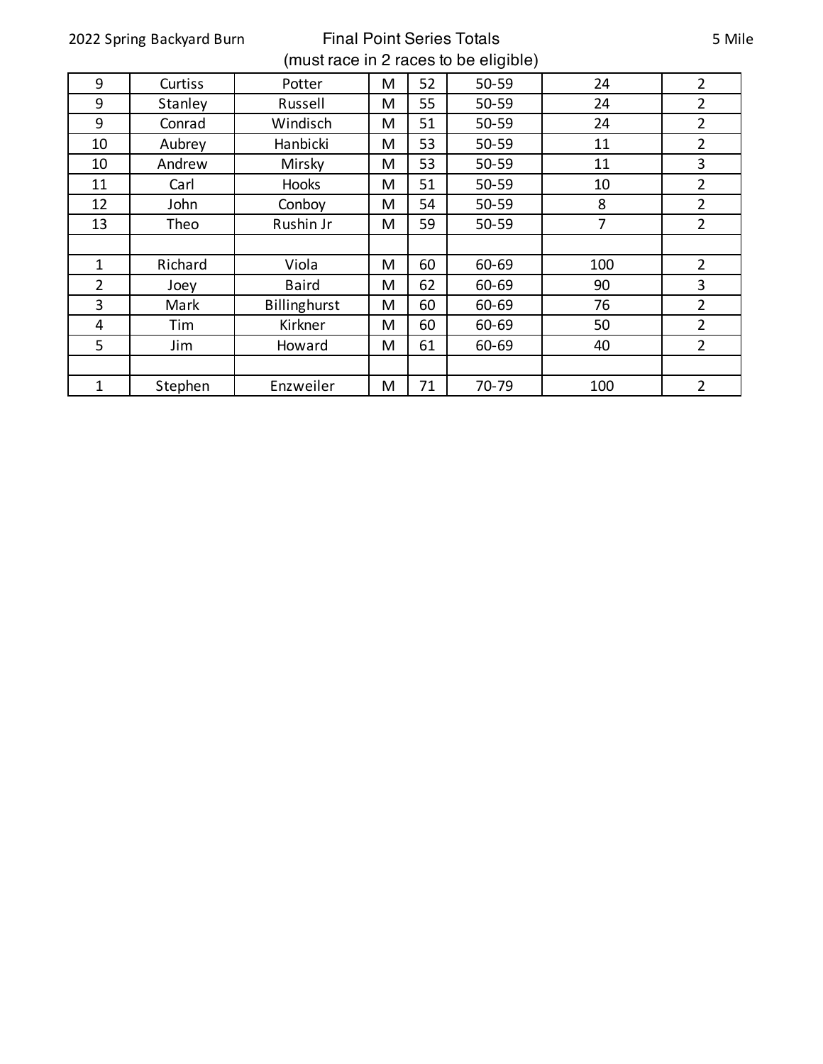| | | | | | | | |
|---|---|---|---|---|---|---|---|
| 9 | Curtiss | Potter | M | 52 | 50-59 | 24 | 2 |
| 9 | Stanley | Russell | M | 55 | 50-59 | 24 | 2 |
| 9 | Conrad | Windisch | M | 51 | 50-59 | 24 | 2 |
| 10 | Aubrey | Hanbicki | M | 53 | 50-59 | 11 | 2 |
| 10 | Andrew | Mirsky | M | 53 | 50-59 | 11 | 3 |
| 11 | Carl | Hooks | M | 51 | 50-59 | 10 | 2 |
| 12 | John | Conboy | M | 54 | 50-59 | 8 | 2 |
| 13 | Theo | Rushin Jr | M | 59 | 50-59 | 7 | 2 |
| | | | | | | | |
| 1 | Richard | Viola | M | 60 | 60-69 | 100 | 2 |
| 2 | Joey | Baird | M | 62 | 60-69 | 90 | 3 |
| 3 | Mark | Billinghurst | M | 60 | 60-69 | 76 | 2 |
| 4 | Tim | Kirkner | M | 60 | 60-69 | 50 | 2 |
| 5 | Jim | Howard | M | 61 | 60-69 | 40 | 2 |
| | | | | | | | |
| 1 | Stephen | Enzweiler | M | 71 | 70-79 | 100 | 2 |